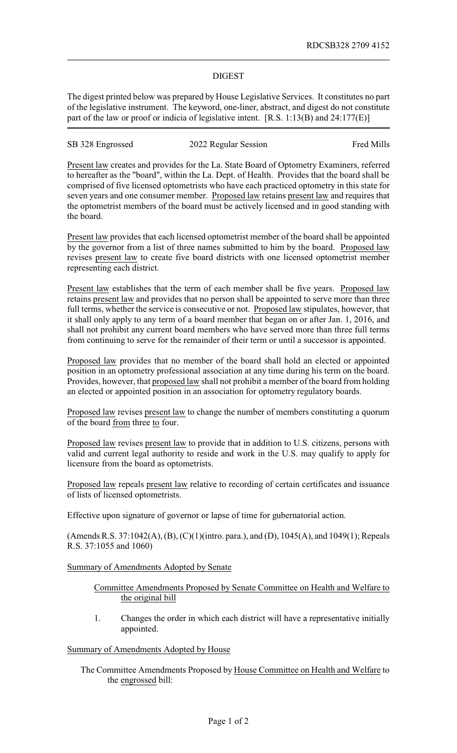RDCSB328 2709 4152

## DIGEST

The digest printed below was prepared by House Legislative Services. It constitutes no part of the legislative instrument. The keyword, one-liner, abstract, and digest do not constitute part of the law or proof or indicia of legislative intent. [R.S. 1:13(B) and 24:177(E)]

SB 328 Engrossed | 2022 Regular Session | Fred Mills

Present law creates and provides for the La. State Board of Optometry Examiners, referred to hereafter as the "board", within the La. Dept. of Health. Provides that the board shall be comprised of five licensed optometrists who have each practiced optometry in this state for seven years and one consumer member. Proposed law retains present law and requires that the optometrist members of the board must be actively licensed and in good standing with the board.

Present law provides that each licensed optometrist member of the board shall be appointed by the governor from a list of three names submitted to him by the board. Proposed law revises present law to create five board districts with one licensed optometrist member representing each district.

Present law establishes that the term of each member shall be five years. Proposed law retains present law and provides that no person shall be appointed to serve more than three full terms, whether the service is consecutive or not. Proposed law stipulates, however, that it shall only apply to any term of a board member that began on or after Jan. 1, 2016, and shall not prohibit any current board members who have served more than three full terms from continuing to serve for the remainder of their term or until a successor is appointed.

Proposed law provides that no member of the board shall hold an elected or appointed position in an optometry professional association at any time during his term on the board. Provides, however, that proposed law shall not prohibit a member of the board from holding an elected or appointed position in an association for optometry regulatory boards.

Proposed law revises present law to change the number of members constituting a quorum of the board from three to four.

Proposed law revises present law to provide that in addition to U.S. citizens, persons with valid and current legal authority to reside and work in the U.S. may qualify to apply for licensure from the board as optometrists.

Proposed law repeals present law relative to recording of certain certificates and issuance of lists of licensed optometrists.

Effective upon signature of governor or lapse of time for gubernatorial action.

(Amends R.S. 37:1042(A), (B), (C)(1)(intro. para.), and (D), 1045(A), and 1049(1); Repeals R.S. 37:1055 and 1060)

Summary of Amendments Adopted by Senate

Committee Amendments Proposed by Senate Committee on Health and Welfare to the original bill

1. Changes the order in which each district will have a representative initially appointed.

Summary of Amendments Adopted by House

The Committee Amendments Proposed by House Committee on Health and Welfare to the engrossed bill: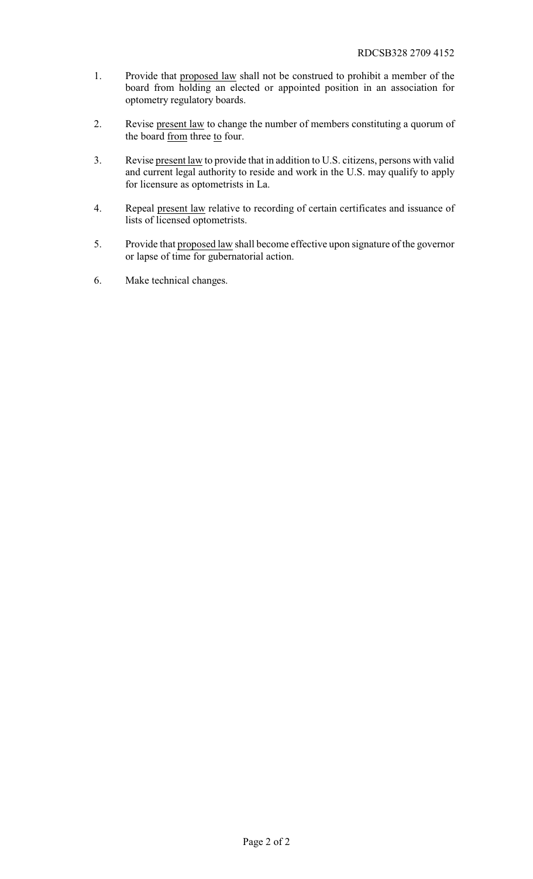1. Provide that proposed law shall not be construed to prohibit a member of the board from holding an elected or appointed position in an association for optometry regulatory boards.

2. Revise present law to change the number of members constituting a quorum of the board from three to four.

3. Revise present law to provide that in addition to U.S. citizens, persons with valid and current legal authority to reside and work in the U.S. may qualify to apply for licensure as optometrists in La.

4. Repeal present law relative to recording of certain certificates and issuance of lists of licensed optometrists.

5. Provide that proposed law shall become effective upon signature of the governor or lapse of time for gubernatorial action.

6. Make technical changes.